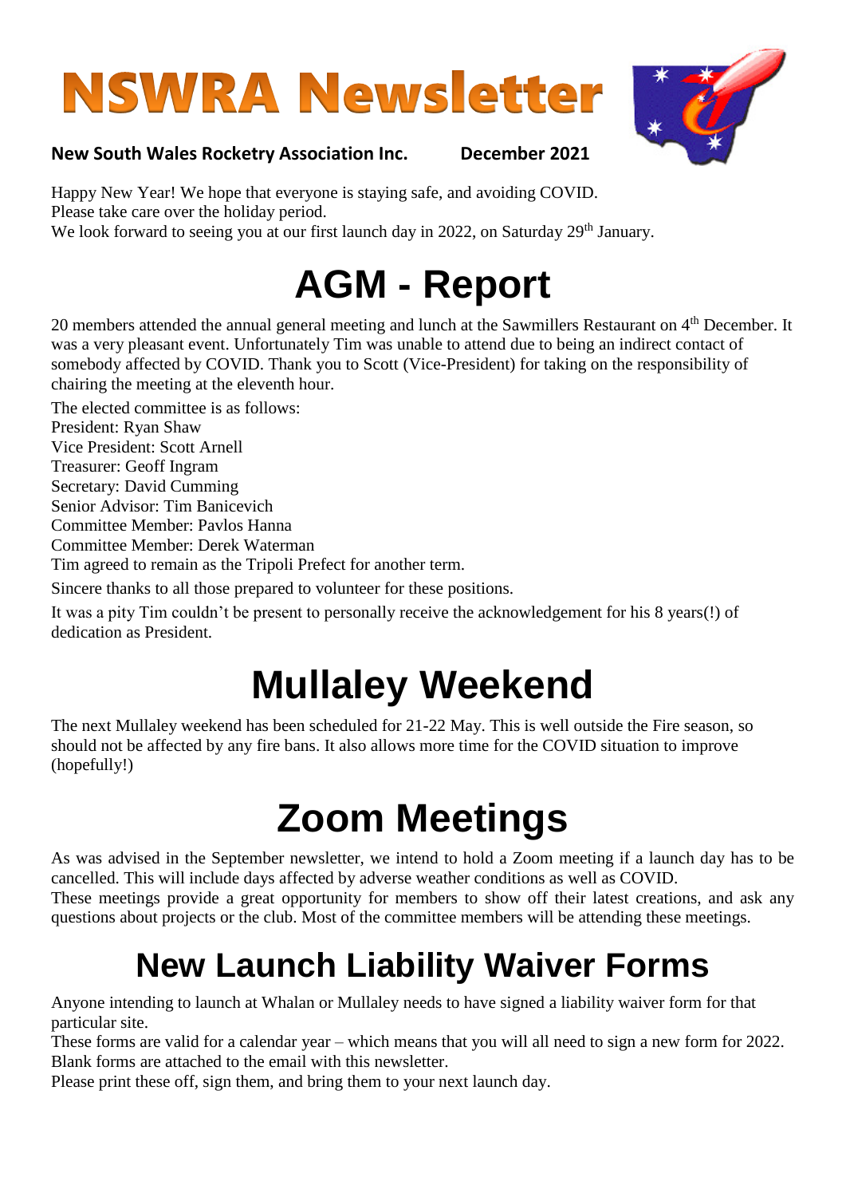# NSWRA Newsletter

**New South Wales Rocketry Association Inc. December 2021**

Happy New Year! We hope that everyone is staying safe, and avoiding COVID.
Please take care over the holiday period.
We look forward to seeing you at our first launch day in 2022, on Saturday 29th January.

# AGM - Report

20 members attended the annual general meeting and lunch at the Sawmillers Restaurant on 4th December. It was a very pleasant event. Unfortunately Tim was unable to attend due to being an indirect contact of somebody affected by COVID. Thank you to Scott (Vice-President) for taking on the responsibility of chairing the meeting at the eleventh hour.

The elected committee is as follows:
President: Ryan Shaw
Vice President: Scott Arnell
Treasurer: Geoff Ingram
Secretary: David Cumming
Senior Advisor: Tim Banicevich
Committee Member: Pavlos Hanna
Committee Member: Derek Waterman
Tim agreed to remain as the Tripoli Prefect for another term.

Sincere thanks to all those prepared to volunteer for these positions.

It was a pity Tim couldn't be present to personally receive the acknowledgement for his 8 years(!) of dedication as President.

# Mullaley Weekend

The next Mullaley weekend has been scheduled for 21-22 May. This is well outside the Fire season, so should not be affected by any fire bans. It also allows more time for the COVID situation to improve (hopefully!)

# Zoom Meetings

As was advised in the September newsletter, we intend to hold a Zoom meeting if a launch day has to be cancelled. This will include days affected by adverse weather conditions as well as COVID.
These meetings provide a great opportunity for members to show off their latest creations, and ask any questions about projects or the club. Most of the committee members will be attending these meetings.

# New Launch Liability Waiver Forms

Anyone intending to launch at Whalan or Mullaley needs to have signed a liability waiver form for that particular site.
These forms are valid for a calendar year – which means that you will all need to sign a new form for 2022.
Blank forms are attached to the email with this newsletter.
Please print these off, sign them, and bring them to your next launch day.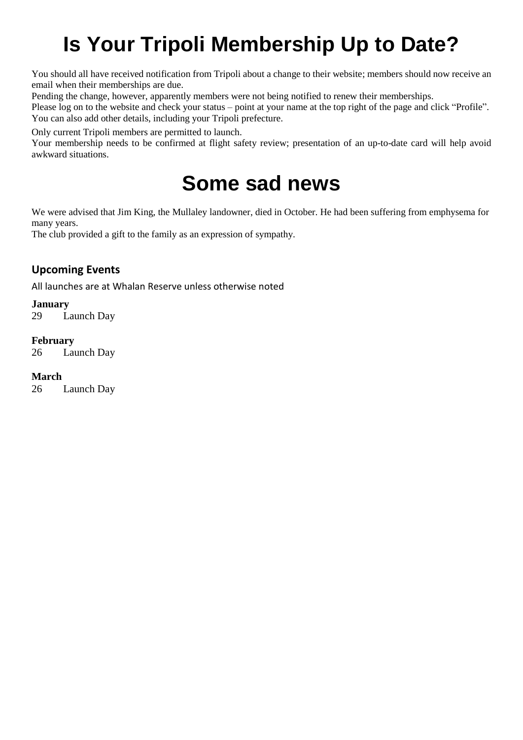# Is Your Tripoli Membership Up to Date?

You should all have received notification from Tripoli about a change to their website; members should now receive an email when their memberships are due.

Pending the change, however, apparently members were not being notified to renew their memberships.

Please log on to the website and check your status – point at your name at the top right of the page and click "Profile". You can also add other details, including your Tripoli prefecture.

Only current Tripoli members are permitted to launch.

Your membership needs to be confirmed at flight safety review; presentation of an up-to-date card will help avoid awkward situations.

# Some sad news

We were advised that Jim King, the Mullaley landowner, died in October. He had been suffering from emphysema for many years.

The club provided a gift to the family as an expression of sympathy.

### Upcoming Events

All launches are at Whalan Reserve unless otherwise noted

**January**
29 Launch Day

**February**
26 Launch Day

**March**
26 Launch Day